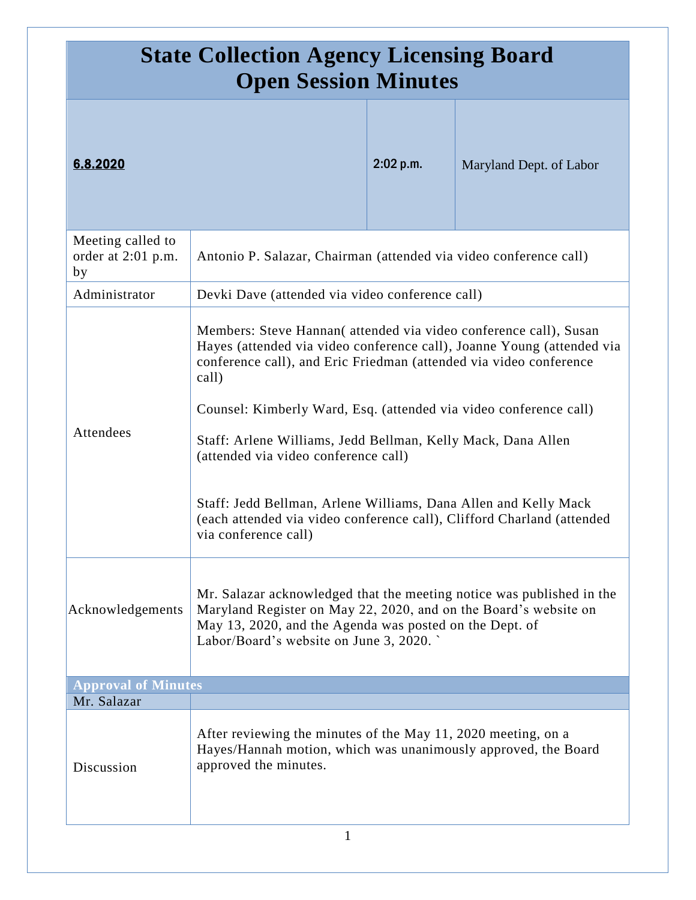# State Collection Agency Licensing Board
# Open Session Minutes

| **6.8.2020** | **2:02 p.m.** | Maryland Dept. of Labor |
|---|---|---|

| | |
|---|---|
| Meeting called to order at 2:01 p.m. by | Antonio P. Salazar, Chairman (attended via video conference call) |
| Administrator | Devki Dave (attended via video conference call) |
| Attendees | Members: Steve Hannan( attended via video conference call), Susan Hayes (attended via video conference call), Joanne Young (attended via conference call), and Eric Friedman (attended via video conference call)<br><br>Counsel: Kimberly Ward, Esq. (attended via video conference call)<br><br>Staff: Arlene Williams, Jedd Bellman, Kelly Mack, Dana Allen (attended via video conference call)<br><br>Staff: Jedd Bellman, Arlene Williams, Dana Allen and Kelly Mack (each attended via video conference call), Clifford Charland (attended via conference call) |
| Acknowledgements | Mr. Salazar acknowledged that the meeting notice was published in the Maryland Register on May 22, 2020, and on the Board's website on May 13, 2020, and the Agenda was posted on the Dept. of Labor/Board's website on June 3, 2020. ` |

## Approval of Minutes

| Mr. Salazar | |
|---|---|
| Discussion | After reviewing the minutes of the May 11, 2020 meeting, on a Hayes/Hannah motion, which was unanimously approved, the Board approved the minutes. |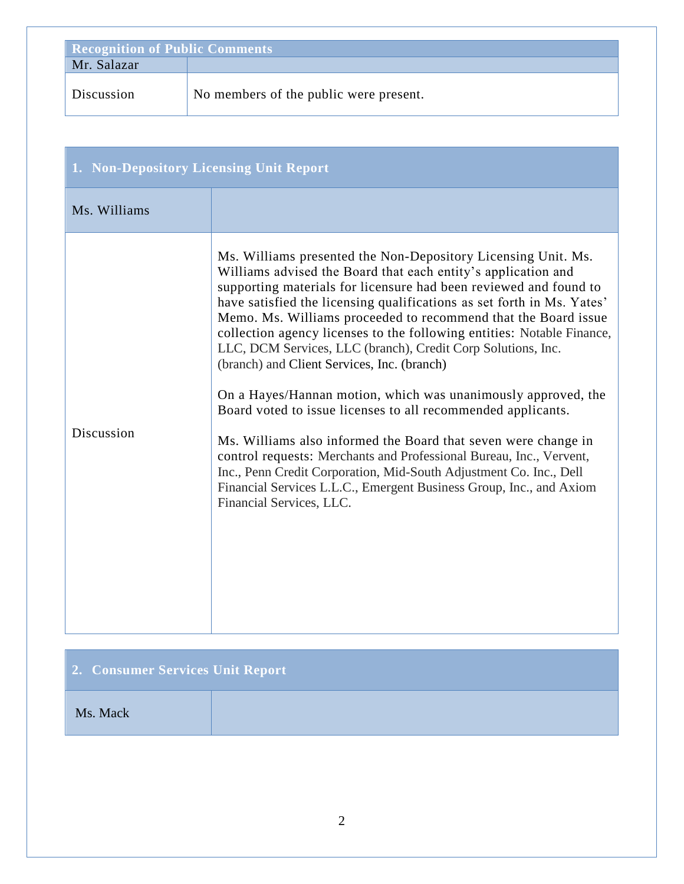| Recognition of Public Comments | |
|---|---|
| Mr. Salazar | |
| Discussion | No members of the public were present. |

| 1. Non-Depository Licensing Unit Report | |
|---|---|
| Ms. Williams | |
| Discussion | Ms. Williams presented the Non-Depository Licensing Unit. Ms. Williams advised the Board that each entity's application and supporting materials for licensure had been reviewed and found to have satisfied the licensing qualifications as set forth in Ms. Yates' Memo. Ms. Williams proceeded to recommend that the Board issue collection agency licenses to the following entities: Notable Finance, LLC, DCM Services, LLC (branch), Credit Corp Solutions, Inc. (branch) and Client Services, Inc. (branch)<br><br>On a Hayes/Hannan motion, which was unanimously approved, the Board voted to issue licenses to all recommended applicants.<br><br>Ms. Williams also informed the Board that seven were change in control requests: Merchants and Professional Bureau, Inc., Vervent, Inc., Penn Credit Corporation, Mid-South Adjustment Co. Inc., Dell Financial Services L.L.C., Emergent Business Group, Inc., and Axiom Financial Services, LLC. |

| 2. Consumer Services Unit Report | |
|---|---|
| Ms. Mack | |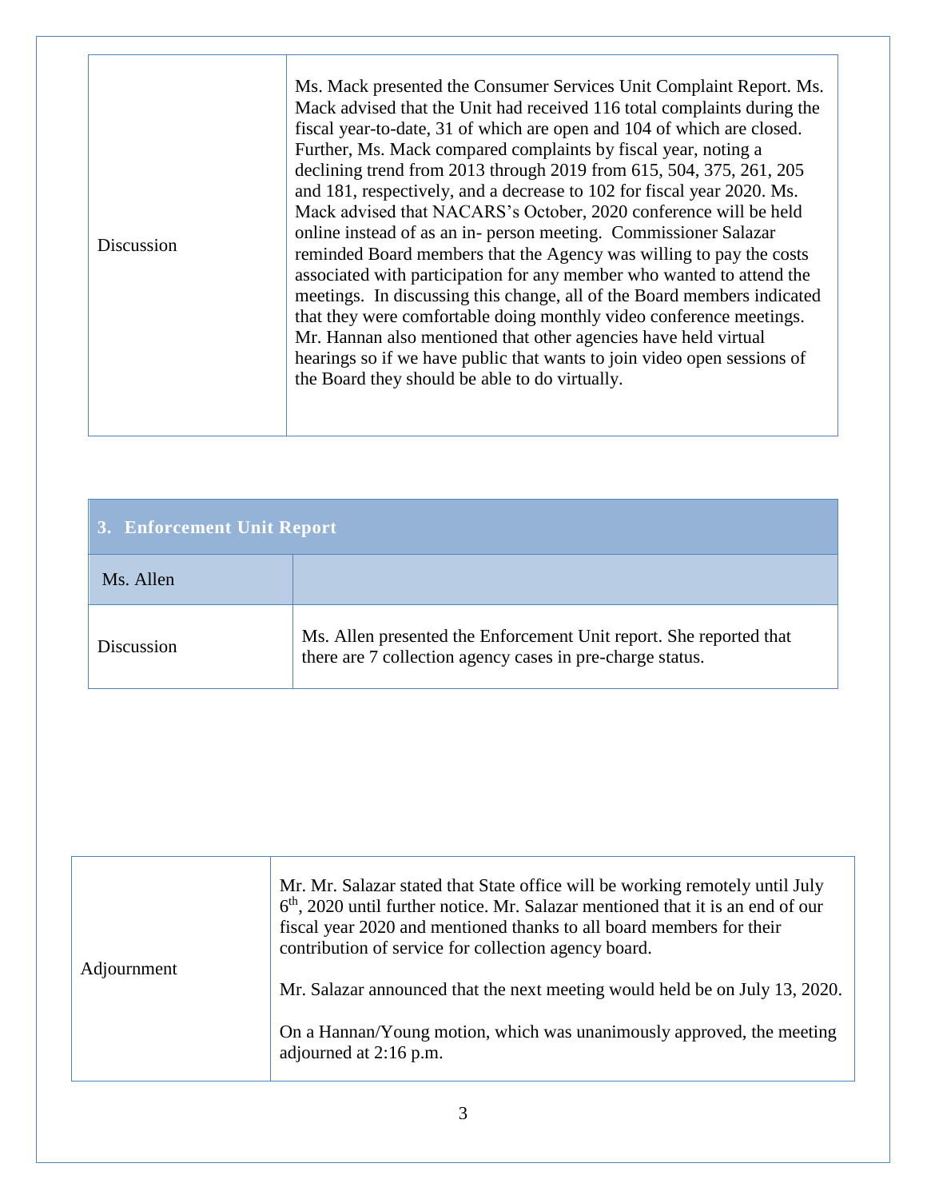| | |
|---|---|
| Discussion | Ms. Mack presented the Consumer Services Unit Complaint Report. Ms. Mack advised that the Unit had received 116 total complaints during the fiscal year-to-date, 31 of which are open and 104 of which are closed. Further, Ms. Mack compared complaints by fiscal year, noting a declining trend from 2013 through 2019 from 615, 504, 375, 261, 205 and 181, respectively, and a decrease to 102 for fiscal year 2020. Ms. Mack advised that NACARS's October, 2020 conference will be held online instead of as an in- person meeting. Commissioner Salazar reminded Board members that the Agency was willing to pay the costs associated with participation for any member who wanted to attend the meetings. In discussing this change, all of the Board members indicated that they were comfortable doing monthly video conference meetings. Mr. Hannan also mentioned that other agencies have held virtual hearings so if we have public that wants to join video open sessions of the Board they should be able to do virtually. |

| **3. Enforcement Unit Report** | |
|---|---|
| Ms. Allen | |
| Discussion | Ms. Allen presented the Enforcement Unit report. She reported that there are 7 collection agency cases in pre-charge status. |

| | |
|---|---|
| Adjournment | Mr. Mr. Salazar stated that State office will be working remotely until July 6th, 2020 until further notice. Mr. Salazar mentioned that it is an end of our fiscal year 2020 and mentioned thanks to all board members for their contribution of service for collection agency board.<br><br>Mr. Salazar announced that the next meeting would held be on July 13, 2020.<br><br>On a Hannan/Young motion, which was unanimously approved, the meeting adjourned at 2:16 p.m. |